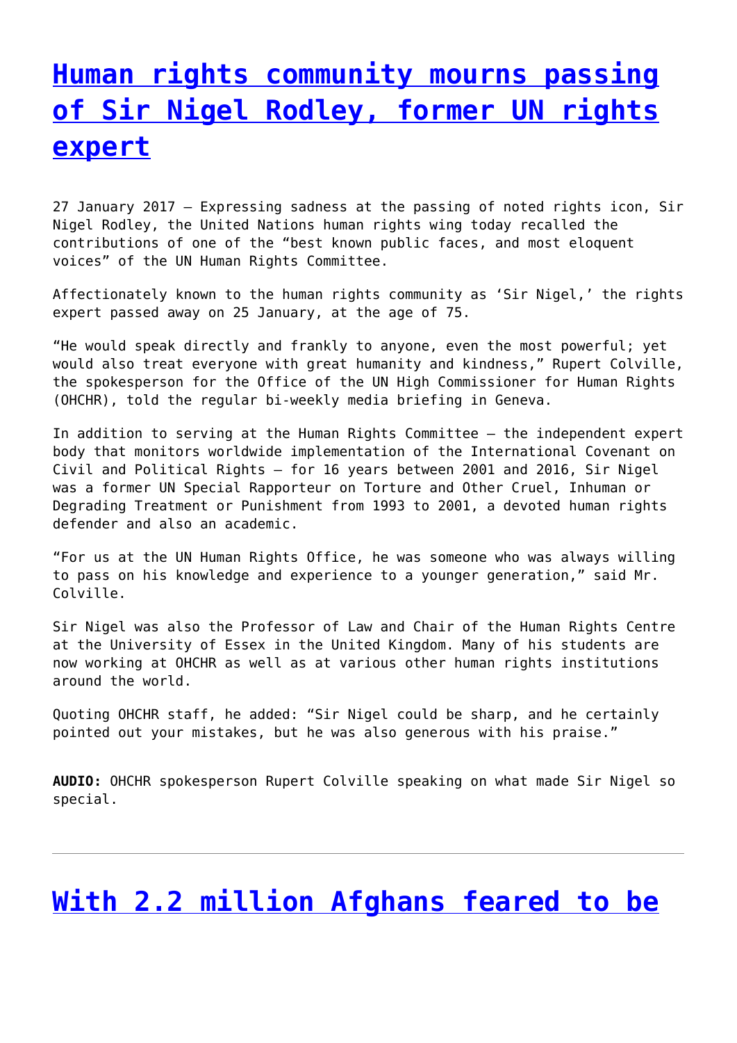# Human rights community mourns passing of Sir Nigel Rodley, former UN rights expert

27 January 2017 – Expressing sadness at the passing of noted rights icon, Sir Nigel Rodley, the United Nations human rights wing today recalled the contributions of one of the "best known public faces, and most eloquent voices" of the UN Human Rights Committee.

Affectionately known to the human rights community as 'Sir Nigel,' the rights expert passed away on 25 January, at the age of 75.

"He would speak directly and frankly to anyone, even the most powerful; yet would also treat everyone with great humanity and kindness," Rupert Colville, the spokesperson for the Office of the UN High Commissioner for Human Rights (OHCHR), told the regular bi-weekly media briefing in Geneva.

In addition to serving at the Human Rights Committee – the independent expert body that monitors worldwide implementation of the International Covenant on Civil and Political Rights – for 16 years between 2001 and 2016, Sir Nigel was a former UN Special Rapporteur on Torture and Other Cruel, Inhuman or Degrading Treatment or Punishment from 1993 to 2001, a devoted human rights defender and also an academic.

"For us at the UN Human Rights Office, he was someone who was always willing to pass on his knowledge and experience to a younger generation," said Mr. Colville.

Sir Nigel was also the Professor of Law and Chair of the Human Rights Centre at the University of Essex in the United Kingdom. Many of his students are now working at OHCHR as well as at various other human rights institutions around the world.

Quoting OHCHR staff, he added: "Sir Nigel could be sharp, and he certainly pointed out your mistakes, but he was also generous with his praise."

**AUDIO:** OHCHR spokesperson Rupert Colville speaking on what made Sir Nigel so special.

---

# With 2.2 million Afghans feared to be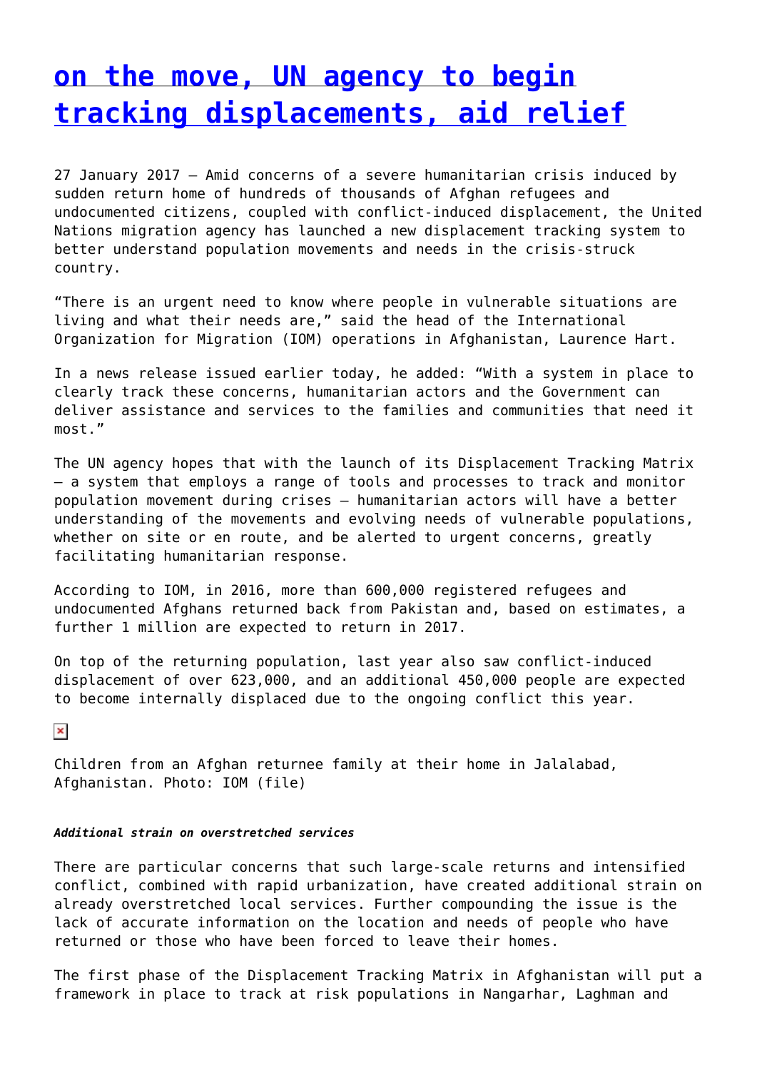# [on the move, UN agency to begin tracking displacements, aid relief]

27 January 2017 – Amid concerns of a severe humanitarian crisis induced by sudden return home of hundreds of thousands of Afghan refugees and undocumented citizens, coupled with conflict-induced displacement, the United Nations migration agency has launched a new displacement tracking system to better understand population movements and needs in the crisis-struck country.

"There is an urgent need to know where people in vulnerable situations are living and what their needs are," said the head of the International Organization for Migration (IOM) operations in Afghanistan, Laurence Hart.

In a news release issued earlier today, he added: "With a system in place to clearly track these concerns, humanitarian actors and the Government can deliver assistance and services to the families and communities that need it most."

The UN agency hopes that with the launch of its Displacement Tracking Matrix – a system that employs a range of tools and processes to track and monitor population movement during crises – humanitarian actors will have a better understanding of the movements and evolving needs of vulnerable populations, whether on site or en route, and be alerted to urgent concerns, greatly facilitating humanitarian response.

According to IOM, in 2016, more than 600,000 registered refugees and undocumented Afghans returned back from Pakistan and, based on estimates, a further 1 million are expected to return in 2017.

On top of the returning population, last year also saw conflict-induced displacement of over 623,000, and an additional 450,000 people are expected to become internally displaced due to the ongoing conflict this year.

Children from an Afghan returnee family at their home in Jalalabad, Afghanistan. Photo: IOM (file)

***Additional strain on overstretched services***

There are particular concerns that such large-scale returns and intensified conflict, combined with rapid urbanization, have created additional strain on already overstretched local services. Further compounding the issue is the lack of accurate information on the location and needs of people who have returned or those who have been forced to leave their homes.

The first phase of the Displacement Tracking Matrix in Afghanistan will put a framework in place to track at risk populations in Nangarhar, Laghman and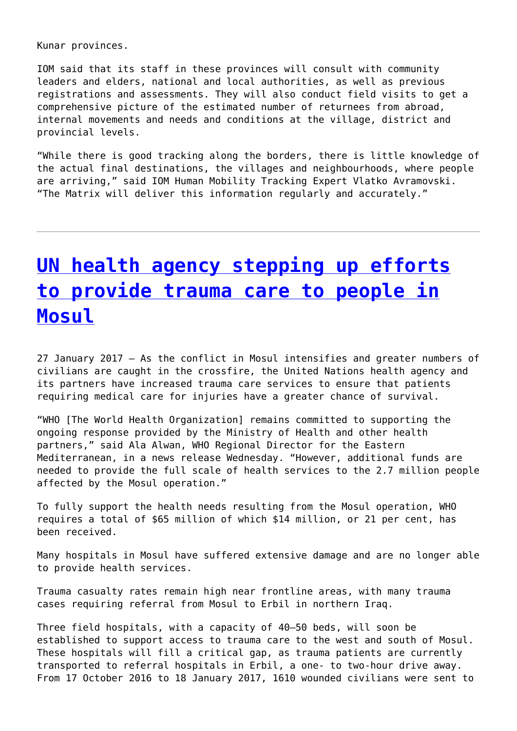Kunar provinces.

IOM said that its staff in these provinces will consult with community leaders and elders, national and local authorities, as well as previous registrations and assessments. They will also conduct field visits to get a comprehensive picture of the estimated number of returnees from abroad, internal movements and needs and conditions at the village, district and provincial levels.

“While there is good tracking along the borders, there is little knowledge of the actual final destinations, the villages and neighbourhoods, where people are arriving,” said IOM Human Mobility Tracking Expert Vlatko Avramovski. “The Matrix will deliver this information regularly and accurately.”

---

# UN health agency stepping up efforts to provide trauma care to people in Mosul

27 January 2017 – As the conflict in Mosul intensifies and greater numbers of civilians are caught in the crossfire, the United Nations health agency and its partners have increased trauma care services to ensure that patients requiring medical care for injuries have a greater chance of survival.

“WHO [The World Health Organization] remains committed to supporting the ongoing response provided by the Ministry of Health and other health partners,” said Ala Alwan, WHO Regional Director for the Eastern Mediterranean, in a news release Wednesday. “However, additional funds are needed to provide the full scale of health services to the 2.7 million people affected by the Mosul operation.”

To fully support the health needs resulting from the Mosul operation, WHO requires a total of $65 million of which $14 million, or 21 per cent, has been received.

Many hospitals in Mosul have suffered extensive damage and are no longer able to provide health services.

Trauma casualty rates remain high near frontline areas, with many trauma cases requiring referral from Mosul to Erbil in northern Iraq.

Three field hospitals, with a capacity of 40–50 beds, will soon be established to support access to trauma care to the west and south of Mosul. These hospitals will fill a critical gap, as trauma patients are currently transported to referral hospitals in Erbil, a one- to two-hour drive away. From 17 October 2016 to 18 January 2017, 1610 wounded civilians were sent to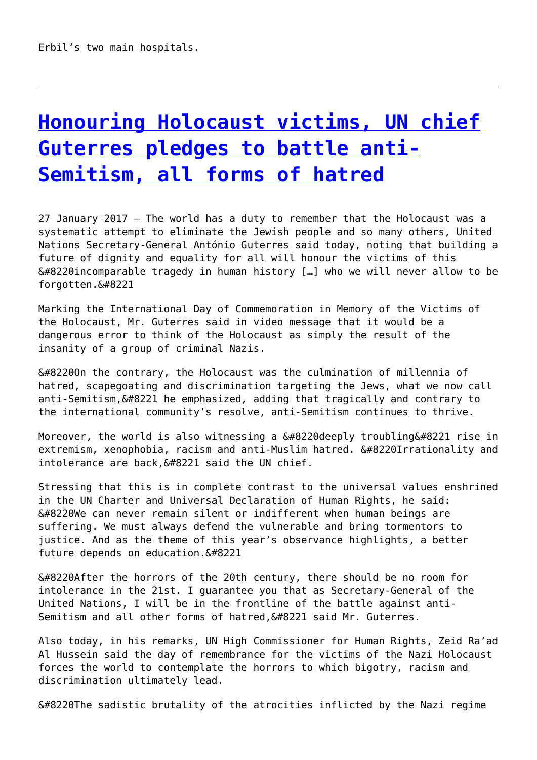Erbil’s two main hospitals.

---

# [Honouring Holocaust victims, UN chief Guterres pledges to battle anti-Semitism, all forms of hatred]()

27 January 2017 – The world has a duty to remember that the Holocaust was a systematic attempt to eliminate the Jewish people and so many others, United Nations Secretary-General António Guterres said today, noting that building a future of dignity and equality for all will honour the victims of this &#8220incomparable tragedy in human history […] who we will never allow to be forgotten.&#8221

Marking the International Day of Commemoration in Memory of the Victims of the Holocaust, Mr. Guterres said in video message that it would be a dangerous error to think of the Holocaust as simply the result of the insanity of a group of criminal Nazis.

&#8220On the contrary, the Holocaust was the culmination of millennia of hatred, scapegoating and discrimination targeting the Jews, what we now call anti-Semitism,&#8221 he emphasized, adding that tragically and contrary to the international community’s resolve, anti-Semitism continues to thrive.

Moreover, the world is also witnessing a &#8220deeply troubling&#8221 rise in extremism, xenophobia, racism and anti-Muslim hatred. &#8220Irrationality and intolerance are back,&#8221 said the UN chief.

Stressing that this is in complete contrast to the universal values enshrined in the UN Charter and Universal Declaration of Human Rights, he said: &#8220We can never remain silent or indifferent when human beings are suffering. We must always defend the vulnerable and bring tormentors to justice. And as the theme of this year’s observance highlights, a better future depends on education.&#8221

&#8220After the horrors of the 20th century, there should be no room for intolerance in the 21st. I guarantee you that as Secretary-General of the United Nations, I will be in the frontline of the battle against anti-Semitism and all other forms of hatred,&#8221 said Mr. Guterres.

Also today, in his remarks, UN High Commissioner for Human Rights, Zeid Ra’ad Al Hussein said the day of remembrance for the victims of the Nazi Holocaust forces the world to contemplate the horrors to which bigotry, racism and discrimination ultimately lead.

&#8220The sadistic brutality of the atrocities inflicted by the Nazi regime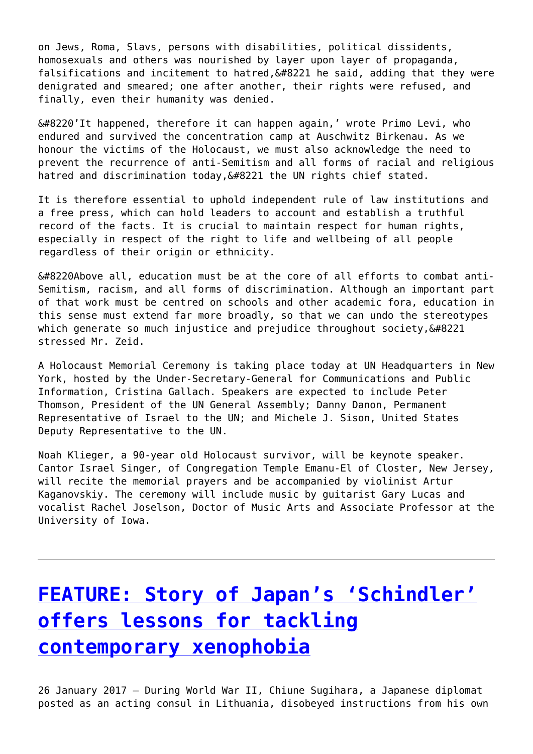on Jews, Roma, Slavs, persons with disabilities, political dissidents, homosexuals and others was nourished by layer upon layer of propaganda, falsifications and incitement to hatred,&#8221 he said, adding that they were denigrated and smeared; one after another, their rights were refused, and finally, even their humanity was denied.

&#8220'It happened, therefore it can happen again,' wrote Primo Levi, who endured and survived the concentration camp at Auschwitz Birkenau. As we honour the victims of the Holocaust, we must also acknowledge the need to prevent the recurrence of anti-Semitism and all forms of racial and religious hatred and discrimination today,&#8221 the UN rights chief stated.

It is therefore essential to uphold independent rule of law institutions and a free press, which can hold leaders to account and establish a truthful record of the facts. It is crucial to maintain respect for human rights, especially in respect of the right to life and wellbeing of all people regardless of their origin or ethnicity.

&#8220Above all, education must be at the core of all efforts to combat anti-Semitism, racism, and all forms of discrimination. Although an important part of that work must be centred on schools and other academic fora, education in this sense must extend far more broadly, so that we can undo the stereotypes which generate so much injustice and prejudice throughout society,&#8221 stressed Mr. Zeid.

A Holocaust Memorial Ceremony is taking place today at UN Headquarters in New York, hosted by the Under-Secretary-General for Communications and Public Information, Cristina Gallach. Speakers are expected to include Peter Thomson, President of the UN General Assembly; Danny Danon, Permanent Representative of Israel to the UN; and Michele J. Sison, United States Deputy Representative to the UN.

Noah Klieger, a 90-year old Holocaust survivor, will be keynote speaker. Cantor Israel Singer, of Congregation Temple Emanu-El of Closter, New Jersey, will recite the memorial prayers and be accompanied by violinist Artur Kaganovskiy. The ceremony will include music by guitarist Gary Lucas and vocalist Rachel Joselson, Doctor of Music Arts and Associate Professor at the University of Iowa.

---

## FEATURE: Story of Japan's 'Schindler' offers lessons for tackling contemporary xenophobia

26 January 2017 – During World War II, Chiune Sugihara, a Japanese diplomat posted as an acting consul in Lithuania, disobeyed instructions from his own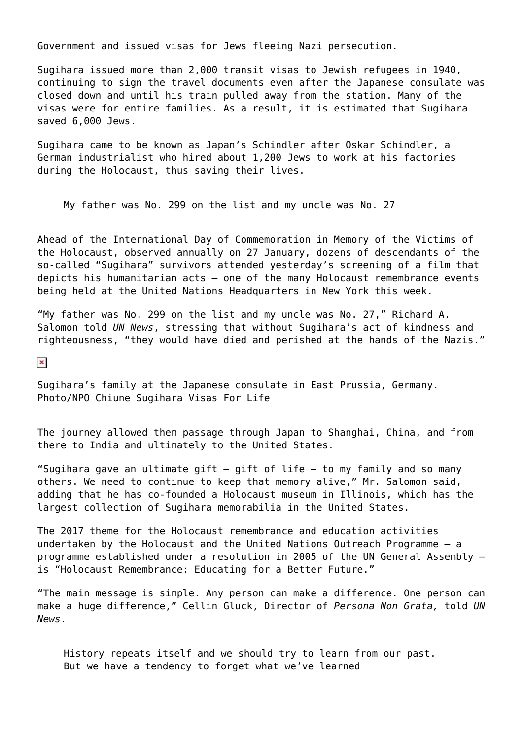Government and issued visas for Jews fleeing Nazi persecution.

Sugihara issued more than 2,000 transit visas to Jewish refugees in 1940, continuing to sign the travel documents even after the Japanese consulate was closed down and until his train pulled away from the station. Many of the visas were for entire families. As a result, it is estimated that Sugihara saved 6,000 Jews.

Sugihara came to be known as Japan's Schindler after Oskar Schindler, a German industrialist who hired about 1,200 Jews to work at his factories during the Holocaust, thus saving their lives.

> My father was No. 299 on the list and my uncle was No. 27

Ahead of the International Day of Commemoration in Memory of the Victims of the Holocaust, observed annually on 27 January, dozens of descendants of the so-called "Sugihara" survivors attended yesterday's screening of a film that depicts his humanitarian acts – one of the many Holocaust remembrance events being held at the United Nations Headquarters in New York this week.

"My father was No. 299 on the list and my uncle was No. 27," Richard A. Salomon told *UN News*, stressing that without Sugihara's act of kindness and righteousness, "they would have died and perished at the hands of the Nazis."

Sugihara's family at the Japanese consulate in East Prussia, Germany. Photo/NPO Chiune Sugihara Visas For Life

The journey allowed them passage through Japan to Shanghai, China, and from there to India and ultimately to the United States.

"Sugihara gave an ultimate gift – gift of life – to my family and so many others. We need to continue to keep that memory alive," Mr. Salomon said, adding that he has co-founded a Holocaust museum in Illinois, which has the largest collection of Sugihara memorabilia in the United States.

The 2017 theme for the Holocaust remembrance and education activities undertaken by the Holocaust and the United Nations Outreach Programme – a programme established under a resolution in 2005 of the UN General Assembly – is "Holocaust Remembrance: Educating for a Better Future."

"The main message is simple. Any person can make a difference. One person can make a huge difference," Cellin Gluck, Director of *Persona Non Grata,* told *UN News*.

> History repeats itself and we should try to learn from our past. But we have a tendency to forget what we've learned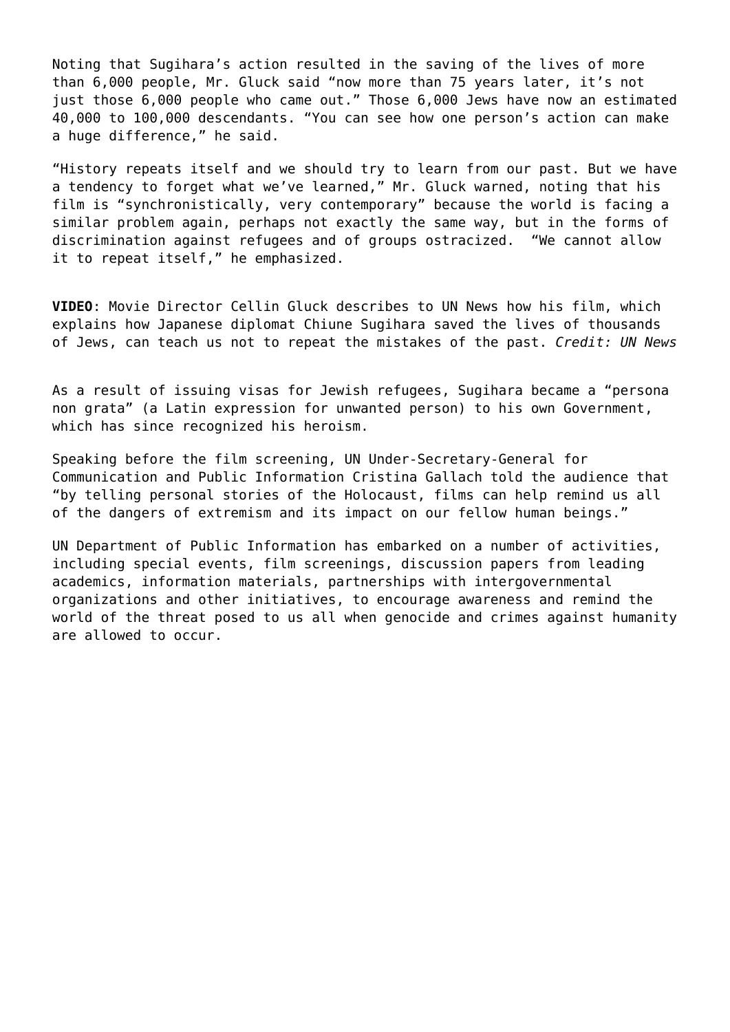Noting that Sugihara's action resulted in the saving of the lives of more than 6,000 people, Mr. Gluck said "now more than 75 years later, it's not just those 6,000 people who came out." Those 6,000 Jews have now an estimated 40,000 to 100,000 descendants. "You can see how one person's action can make a huge difference," he said.

"History repeats itself and we should try to learn from our past. But we have a tendency to forget what we've learned," Mr. Gluck warned, noting that his film is "synchronistically, very contemporary" because the world is facing a similar problem again, perhaps not exactly the same way, but in the forms of discrimination against refugees and of groups ostracized. "We cannot allow it to repeat itself," he emphasized.

**VIDEO**: Movie Director Cellin Gluck describes to UN News how his film, which explains how Japanese diplomat Chiune Sugihara saved the lives of thousands of Jews, can teach us not to repeat the mistakes of the past. *Credit: UN News*

As a result of issuing visas for Jewish refugees, Sugihara became a "persona non grata" (a Latin expression for unwanted person) to his own Government, which has since recognized his heroism.

Speaking before the film screening, UN Under-Secretary-General for Communication and Public Information Cristina Gallach told the audience that "by telling personal stories of the Holocaust, films can help remind us all of the dangers of extremism and its impact on our fellow human beings."

UN Department of Public Information has embarked on a number of activities, including special events, film screenings, discussion papers from leading academics, information materials, partnerships with intergovernmental organizations and other initiatives, to encourage awareness and remind the world of the threat posed to us all when genocide and crimes against humanity are allowed to occur.